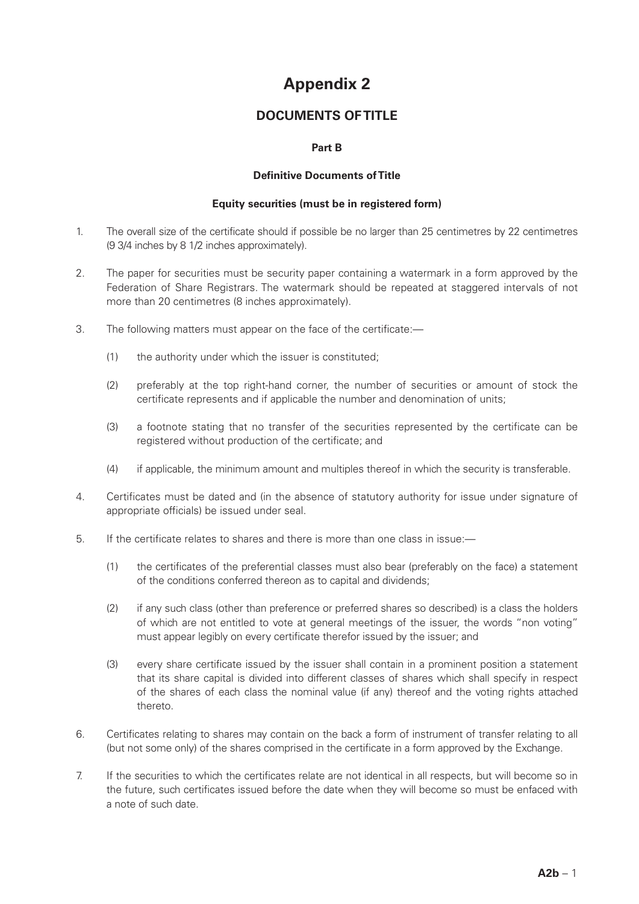# Appendix 2

## DOCUMENTS OF TITLE

### Part B

### Definitive Documents of Title

#### Equity securities (must be in registered form)

1. The overall size of the certificate should if possible be no larger than 25 centimetres by 22 centimetres (9 3/4 inches by 8 1/2 inches approximately).

2. The paper for securities must be security paper containing a watermark in a form approved by the Federation of Share Registrars. The watermark should be repeated at staggered intervals of not more than 20 centimetres (8 inches approximately).

3. The following matters must appear on the face of the certificate:—

   (1) the authority under which the issuer is constituted;

   (2) preferably at the top right-hand corner, the number of securities or amount of stock the certificate represents and if applicable the number and denomination of units;

   (3) a footnote stating that no transfer of the securities represented by the certificate can be registered without production of the certificate; and

   (4) if applicable, the minimum amount and multiples thereof in which the security is transferable.

4. Certificates must be dated and (in the absence of statutory authority for issue under signature of appropriate officials) be issued under seal.

5. If the certificate relates to shares and there is more than one class in issue:—

   (1) the certificates of the preferential classes must also bear (preferably on the face) a statement of the conditions conferred thereon as to capital and dividends;

   (2) if any such class (other than preference or preferred shares so described) is a class the holders of which are not entitled to vote at general meetings of the issuer, the words "non voting" must appear legibly on every certificate therefor issued by the issuer; and

   (3) every share certificate issued by the issuer shall contain in a prominent position a statement that its share capital is divided into different classes of shares which shall specify in respect of the shares of each class the nominal value (if any) thereof and the voting rights attached thereto.

6. Certificates relating to shares may contain on the back a form of instrument of transfer relating to all (but not some only) of the shares comprised in the certificate in a form approved by the Exchange.

7. If the securities to which the certificates relate are not identical in all respects, but will become so in the future, such certificates issued before the date when they will become so must be enfaced with a note of such date.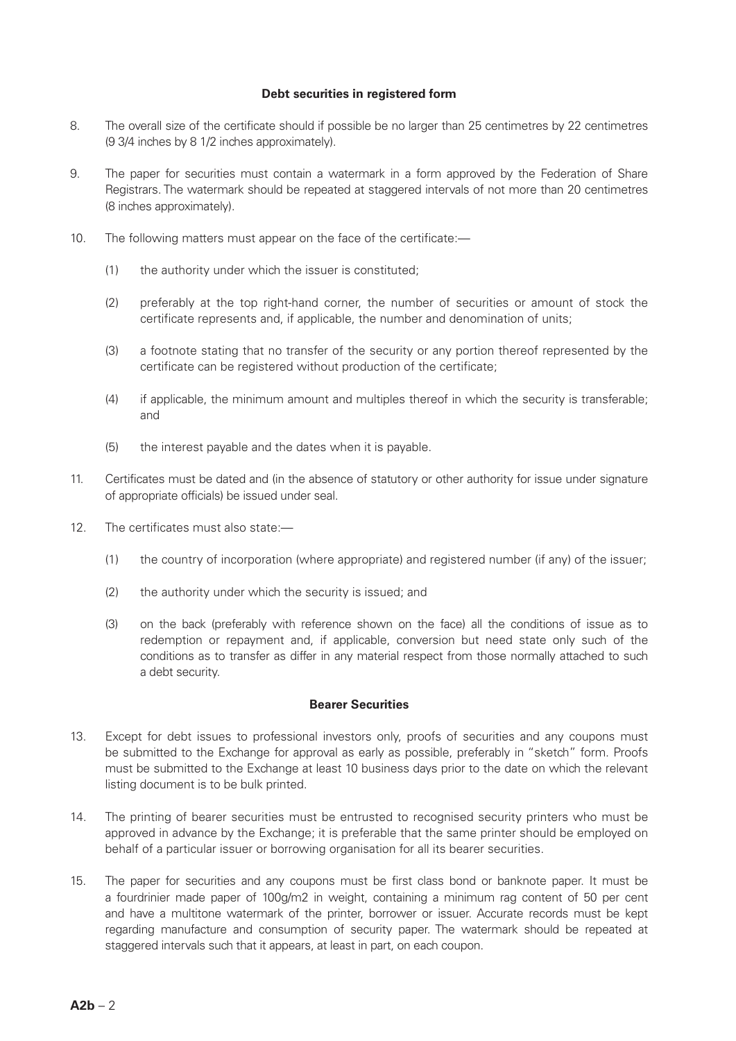### Debt securities in registered form

8. The overall size of the certificate should if possible be no larger than 25 centimetres by 22 centimetres (9 3/4 inches by 8 1/2 inches approximately).

9. The paper for securities must contain a watermark in a form approved by the Federation of Share Registrars. The watermark should be repeated at staggered intervals of not more than 20 centimetres (8 inches approximately).

10. The following matters must appear on the face of the certificate:—

    (1) the authority under which the issuer is constituted;

    (2) preferably at the top right-hand corner, the number of securities or amount of stock the certificate represents and, if applicable, the number and denomination of units;

    (3) a footnote stating that no transfer of the security or any portion thereof represented by the certificate can be registered without production of the certificate;

    (4) if applicable, the minimum amount and multiples thereof in which the security is transferable; and

    (5) the interest payable and the dates when it is payable.

11. Certificates must be dated and (in the absence of statutory or other authority for issue under signature of appropriate officials) be issued under seal.

12. The certificates must also state:—

    (1) the country of incorporation (where appropriate) and registered number (if any) of the issuer;

    (2) the authority under which the security is issued; and

    (3) on the back (preferably with reference shown on the face) all the conditions of issue as to redemption or repayment and, if applicable, conversion but need state only such of the conditions as to transfer as differ in any material respect from those normally attached to such a debt security.

### Bearer Securities

13. Except for debt issues to professional investors only, proofs of securities and any coupons must be submitted to the Exchange for approval as early as possible, preferably in "sketch" form. Proofs must be submitted to the Exchange at least 10 business days prior to the date on which the relevant listing document is to be bulk printed.

14. The printing of bearer securities must be entrusted to recognised security printers who must be approved in advance by the Exchange; it is preferable that the same printer should be employed on behalf of a particular issuer or borrowing organisation for all its bearer securities.

15. The paper for securities and any coupons must be first class bond or banknote paper. It must be a fourdrinier made paper of 100g/m2 in weight, containing a minimum rag content of 50 per cent and have a multitone watermark of the printer, borrower or issuer. Accurate records must be kept regarding manufacture and consumption of security paper. The watermark should be repeated at staggered intervals such that it appears, at least in part, on each coupon.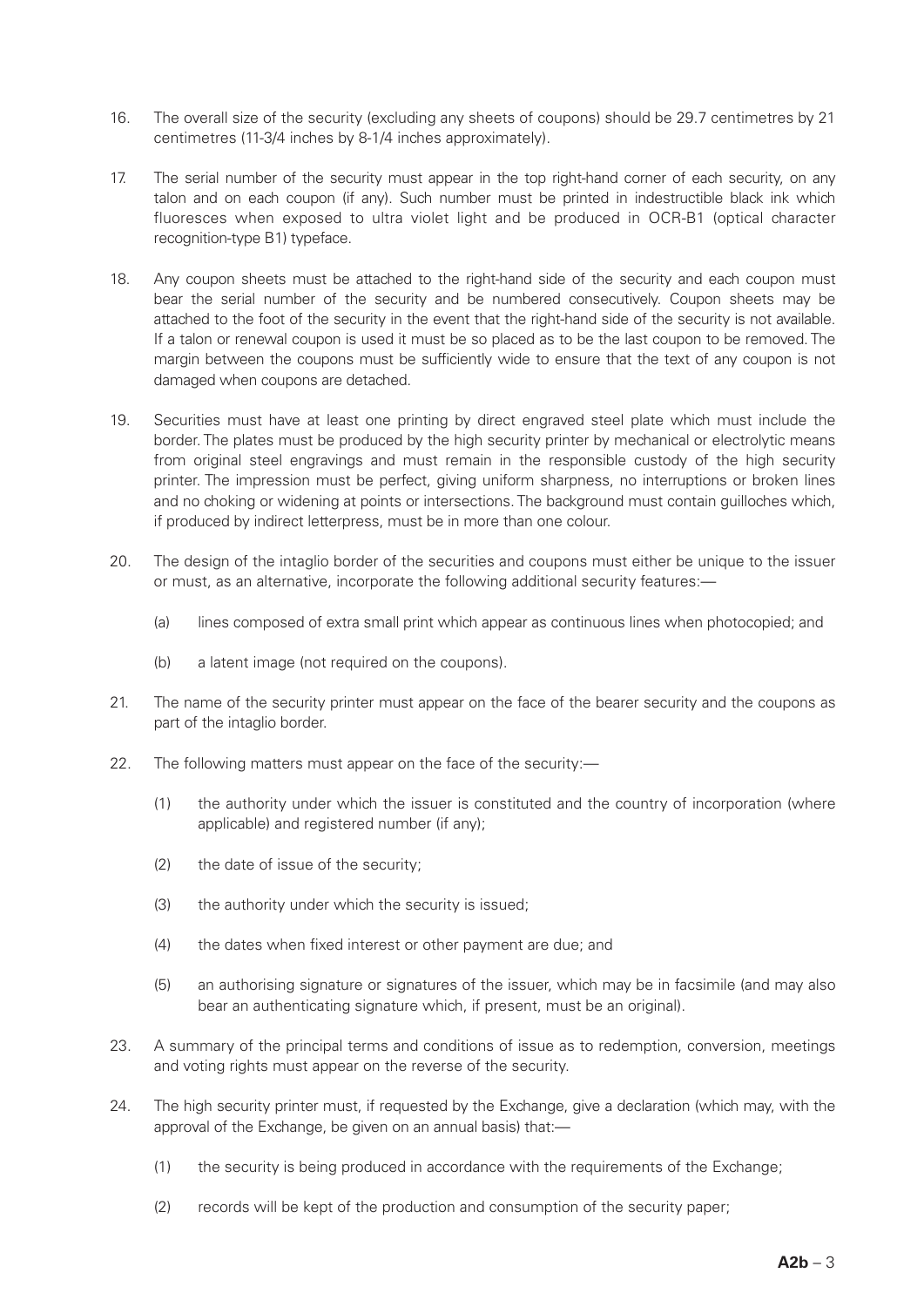16. The overall size of the security (excluding any sheets of coupons) should be 29.7 centimetres by 21 centimetres (11-3/4 inches by 8-1/4 inches approximately).

17. The serial number of the security must appear in the top right-hand corner of each security, on any talon and on each coupon (if any). Such number must be printed in indestructible black ink which fluoresces when exposed to ultra violet light and be produced in OCR-B1 (optical character recognition-type B1) typeface.

18. Any coupon sheets must be attached to the right-hand side of the security and each coupon must bear the serial number of the security and be numbered consecutively. Coupon sheets may be attached to the foot of the security in the event that the right-hand side of the security is not available. If a talon or renewal coupon is used it must be so placed as to be the last coupon to be removed. The margin between the coupons must be sufficiently wide to ensure that the text of any coupon is not damaged when coupons are detached.

19. Securities must have at least one printing by direct engraved steel plate which must include the border. The plates must be produced by the high security printer by mechanical or electrolytic means from original steel engravings and must remain in the responsible custody of the high security printer. The impression must be perfect, giving uniform sharpness, no interruptions or broken lines and no choking or widening at points or intersections. The background must contain guilloches which, if produced by indirect letterpress, must be in more than one colour.

20. The design of the intaglio border of the securities and coupons must either be unique to the issuer or must, as an alternative, incorporate the following additional security features:—

    (a) lines composed of extra small print which appear as continuous lines when photocopied; and

    (b) a latent image (not required on the coupons).

21. The name of the security printer must appear on the face of the bearer security and the coupons as part of the intaglio border.

22. The following matters must appear on the face of the security:—

    (1) the authority under which the issuer is constituted and the country of incorporation (where applicable) and registered number (if any);

    (2) the date of issue of the security;

    (3) the authority under which the security is issued;

    (4) the dates when fixed interest or other payment are due; and

    (5) an authorising signature or signatures of the issuer, which may be in facsimile (and may also bear an authenticating signature which, if present, must be an original).

23. A summary of the principal terms and conditions of issue as to redemption, conversion, meetings and voting rights must appear on the reverse of the security.

24. The high security printer must, if requested by the Exchange, give a declaration (which may, with the approval of the Exchange, be given on an annual basis) that:—

    (1) the security is being produced in accordance with the requirements of the Exchange;

    (2) records will be kept of the production and consumption of the security paper;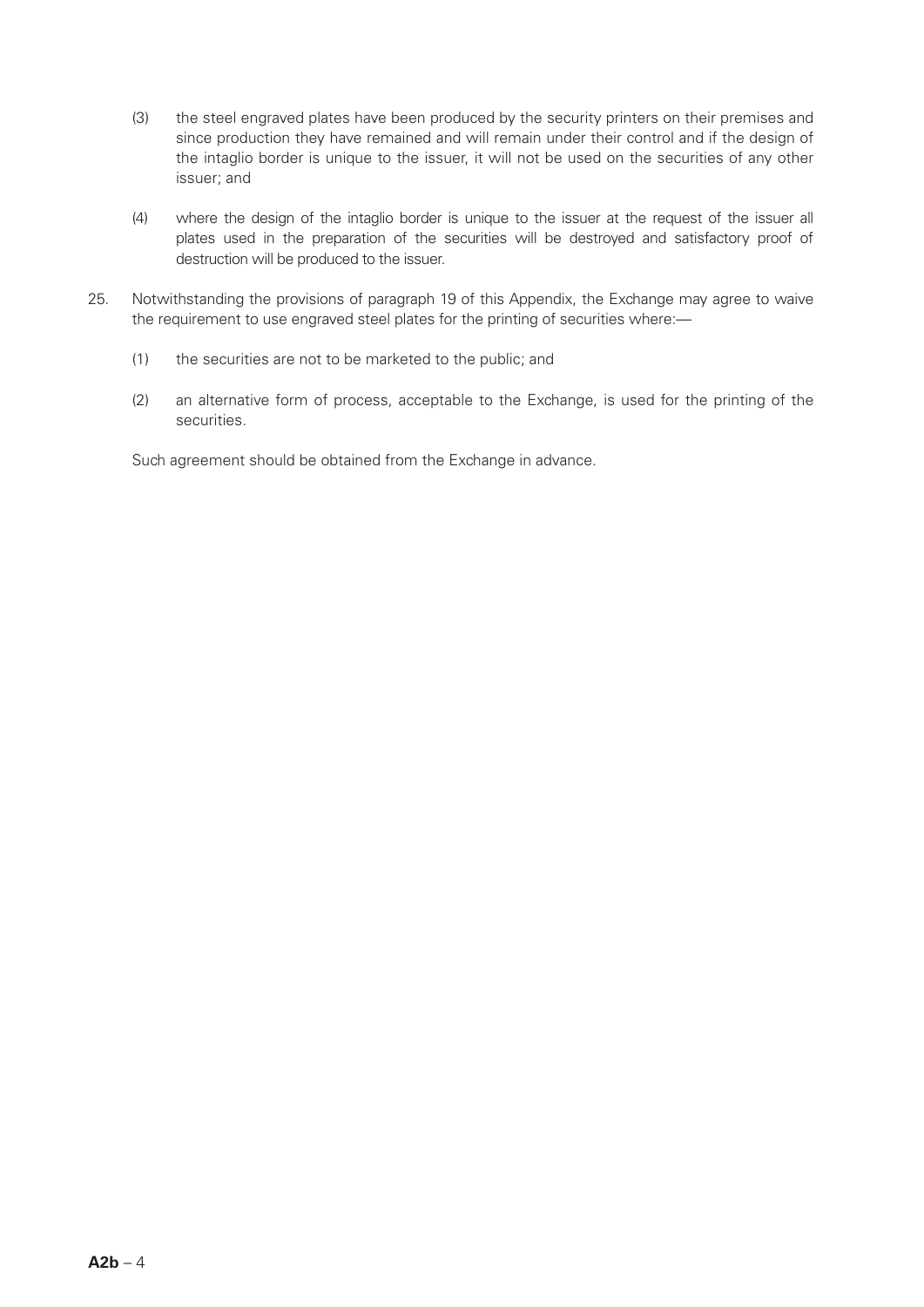(3) the steel engraved plates have been produced by the security printers on their premises and since production they have remained and will remain under their control and if the design of the intaglio border is unique to the issuer, it will not be used on the securities of any other issuer; and

(4) where the design of the intaglio border is unique to the issuer at the request of the issuer all plates used in the preparation of the securities will be destroyed and satisfactory proof of destruction will be produced to the issuer.

25. Notwithstanding the provisions of paragraph 19 of this Appendix, the Exchange may agree to waive the requirement to use engraved steel plates for the printing of securities where:—

(1) the securities are not to be marketed to the public; and

(2) an alternative form of process, acceptable to the Exchange, is used for the printing of the securities.

Such agreement should be obtained from the Exchange in advance.